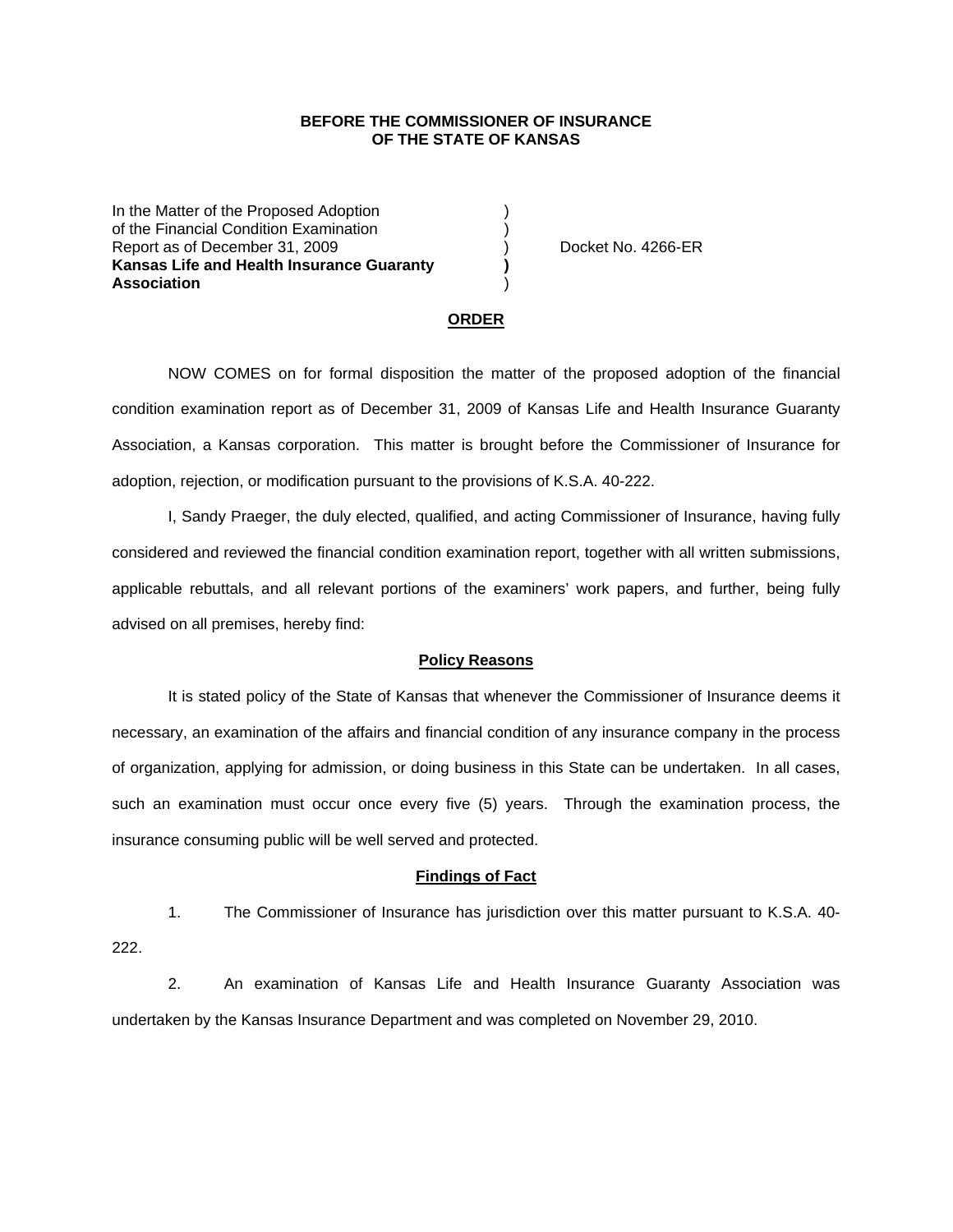**BEFORE THE COMMISSIONER OF INSURANCE**
**OF THE STATE OF KANSAS**

In the Matter of the Proposed Adoption )
of the Financial Condition Examination )
Report as of December 31, 2009 ) Docket No. 4266-ER
**Kansas Life and Health Insurance Guaranty )**
**Association** )

## ORDER

NOW COMES on for formal disposition the matter of the proposed adoption of the financial condition examination report as of December 31, 2009 of Kansas Life and Health Insurance Guaranty Association, a Kansas corporation. This matter is brought before the Commissioner of Insurance for adoption, rejection, or modification pursuant to the provisions of K.S.A. 40-222.

I, Sandy Praeger, the duly elected, qualified, and acting Commissioner of Insurance, having fully considered and reviewed the financial condition examination report, together with all written submissions, applicable rebuttals, and all relevant portions of the examiners' work papers, and further, being fully advised on all premises, hereby find:

### Policy Reasons

It is stated policy of the State of Kansas that whenever the Commissioner of Insurance deems it necessary, an examination of the affairs and financial condition of any insurance company in the process of organization, applying for admission, or doing business in this State can be undertaken. In all cases, such an examination must occur once every five (5) years. Through the examination process, the insurance consuming public will be well served and protected.

### Findings of Fact

1. The Commissioner of Insurance has jurisdiction over this matter pursuant to K.S.A. 40-222.

2. An examination of Kansas Life and Health Insurance Guaranty Association was undertaken by the Kansas Insurance Department and was completed on November 29, 2010.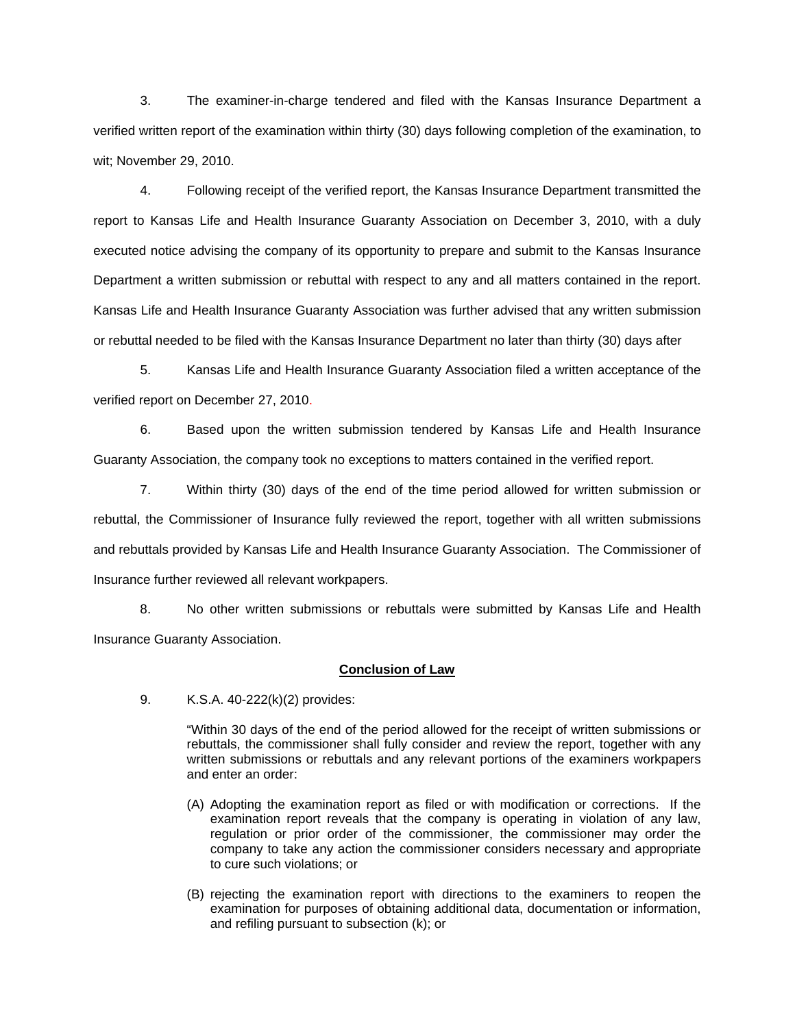3. The examiner-in-charge tendered and filed with the Kansas Insurance Department a verified written report of the examination within thirty (30) days following completion of the examination, to wit; November 29, 2010.

4. Following receipt of the verified report, the Kansas Insurance Department transmitted the report to Kansas Life and Health Insurance Guaranty Association on December 3, 2010, with a duly executed notice advising the company of its opportunity to prepare and submit to the Kansas Insurance Department a written submission or rebuttal with respect to any and all matters contained in the report. Kansas Life and Health Insurance Guaranty Association was further advised that any written submission or rebuttal needed to be filed with the Kansas Insurance Department no later than thirty (30) days after

5. Kansas Life and Health Insurance Guaranty Association filed a written acceptance of the verified report on December 27, 2010.

6. Based upon the written submission tendered by Kansas Life and Health Insurance Guaranty Association, the company took no exceptions to matters contained in the verified report.

7. Within thirty (30) days of the end of the time period allowed for written submission or rebuttal, the Commissioner of Insurance fully reviewed the report, together with all written submissions and rebuttals provided by Kansas Life and Health Insurance Guaranty Association. The Commissioner of Insurance further reviewed all relevant workpapers.

8. No other written submissions or rebuttals were submitted by Kansas Life and Health Insurance Guaranty Association.

**Conclusion of Law**

9. K.S.A. 40-222(k)(2) provides:

> "Within 30 days of the end of the period allowed for the receipt of written submissions or rebuttals, the commissioner shall fully consider and review the report, together with any written submissions or rebuttals and any relevant portions of the examiners workpapers and enter an order:
>
> (A) Adopting the examination report as filed or with modification or corrections. If the examination report reveals that the company is operating in violation of any law, regulation or prior order of the commissioner, the commissioner may order the company to take any action the commissioner considers necessary and appropriate to cure such violations; or
>
> (B) rejecting the examination report with directions to the examiners to reopen the examination for purposes of obtaining additional data, documentation or information, and refiling pursuant to subsection (k); or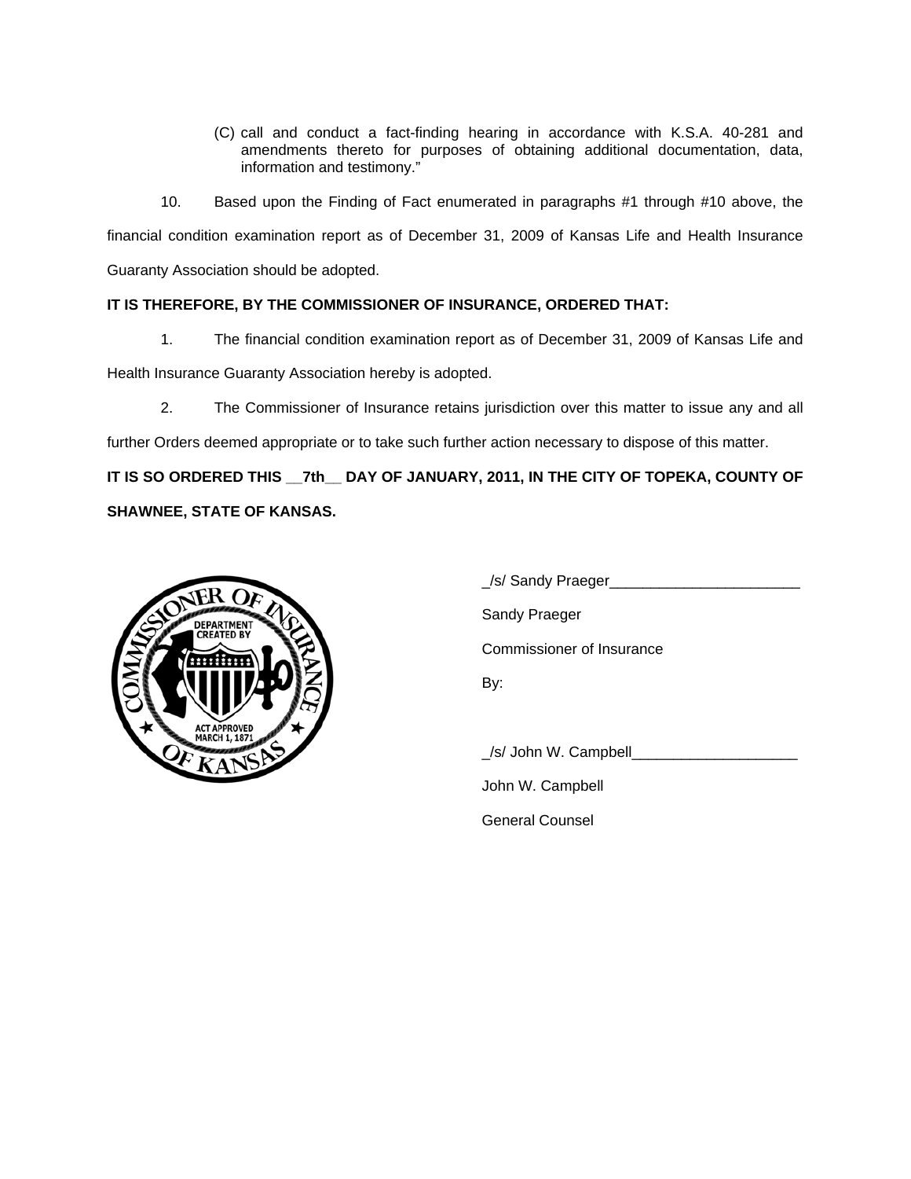(C) call and conduct a fact-finding hearing in accordance with K.S.A. 40-281 and amendments thereto for purposes of obtaining additional documentation, data, information and testimony."

10. Based upon the Finding of Fact enumerated in paragraphs #1 through #10 above, the financial condition examination report as of December 31, 2009 of Kansas Life and Health Insurance Guaranty Association should be adopted.

**IT IS THEREFORE, BY THE COMMISSIONER OF INSURANCE, ORDERED THAT:**

1. The financial condition examination report as of December 31, 2009 of Kansas Life and Health Insurance Guaranty Association hereby is adopted.

2. The Commissioner of Insurance retains jurisdiction over this matter to issue any and all further Orders deemed appropriate or to take such further action necessary to dispose of this matter.

**IT IS SO ORDERED THIS __7th__ DAY OF JANUARY, 2011, IN THE CITY OF TOPEKA, COUNTY OF SHAWNEE, STATE OF KANSAS.**

COMMISSIONER OF INSURANCE
DEPARTMENT CREATED BY
ACT APPROVED MARCH 1, 1871
OF KANSAS

_/s/ Sandy Praeger_______________________

Sandy Praeger

Commissioner of Insurance

By:

_/s/ John W. Campbell____________________

John W. Campbell

General Counsel